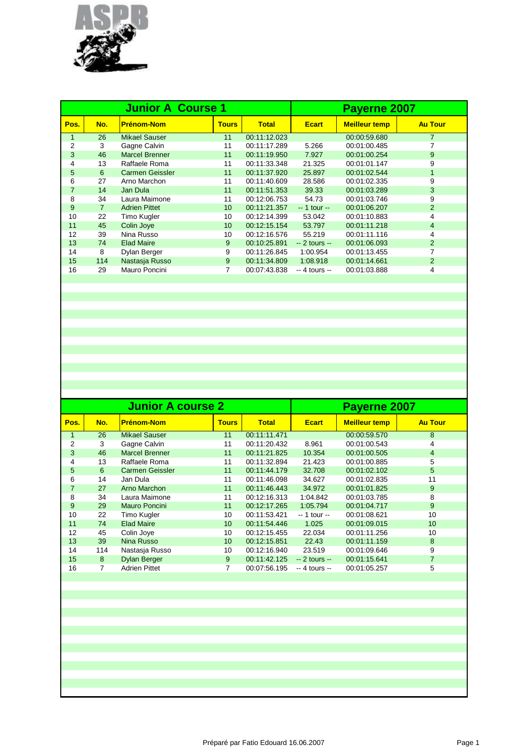ASPB

| Junior A Course 1 | | | | | Payerne 2007 | | |
|---|---|---|---|---|---|---|---|
| **Pos.** | **No.** | **Prénom-Nom** | **Tours** | **Total** | **Ecart** | **Meilleur temp** | **Au Tour** |
| 1 | 26 | Mikael Sauser | 11 | 00:11:12.023 | | 00:00:59.680 | 7 |
| 2 | 3 | Gagne Calvin | 11 | 00:11:17.289 | 5.266 | 00:01:00.485 | 7 |
| 3 | 46 | Marcel Brenner | 11 | 00:11:19.950 | 7.927 | 00:01:00.254 | 9 |
| 4 | 13 | Raffaele Roma | 11 | 00:11:33.348 | 21.325 | 00:01:01.147 | 9 |
| 5 | 6 | Carmen Geissler | 11 | 00:11:37.920 | 25.897 | 00:01:02.544 | 1 |
| 6 | 27 | Arno Marchon | 11 | 00:11:40.609 | 28.586 | 00:01:02.335 | 9 |
| 7 | 14 | Jan Dula | 11 | 00:11:51.353 | 39.33 | 00:01:03.289 | 3 |
| 8 | 34 | Laura Maimone | 11 | 00:12:06.753 | 54.73 | 00:01:03.746 | 9 |
| 9 | 7 | Adrien Pittet | 10 | 00:11:21.357 | -- 1 tour -- | 00:01:06.207 | 2 |
| 10 | 22 | Timo Kugler | 10 | 00:12:14.399 | 53.042 | 00:01:10.883 | 4 |
| 11 | 45 | Colin Joye | 10 | 00:12:15.154 | 53.797 | 00:01:11.218 | 4 |
| 12 | 39 | Nina Russo | 10 | 00:12:16.576 | 55.219 | 00:01:11.116 | 4 |
| 13 | 74 | Elad Maire | 9 | 00:10:25.891 | -- 2 tours -- | 00:01:06.093 | 2 |
| 14 | 8 | Dylan Berger | 9 | 00:11:26.845 | 1:00.954 | 00:01:13.455 | 7 |
| 15 | 114 | Nastasja Russo | 9 | 00:11:34.809 | 1:08.918 | 00:01:14.661 | 2 |
| 16 | 29 | Mauro Poncini | 7 | 00:07:43.838 | -- 4 tours -- | 00:01:03.888 | 4 |

| Junior A course 2 | | | | | Payerne 2007 | | |
|---|---|---|---|---|---|---|---|
| **Pos.** | **No.** | **Prénom-Nom** | **Tours** | **Total** | **Ecart** | **Meilleur temp** | **Au Tour** |
| 1 | 26 | Mikael Sauser | 11 | 00:11:11.471 | | 00:00:59.570 | 8 |
| 2 | 3 | Gagne Calvin | 11 | 00:11:20.432 | 8.961 | 00:01:00.543 | 4 |
| 3 | 46 | Marcel Brenner | 11 | 00:11:21.825 | 10.354 | 00:01:00.505 | 4 |
| 4 | 13 | Raffaele Roma | 11 | 00:11:32.894 | 21.423 | 00:01:00.885 | 5 |
| 5 | 6 | Carmen Geissler | 11 | 00:11:44.179 | 32.708 | 00:01:02.102 | 5 |
| 6 | 14 | Jan Dula | 11 | 00:11:46.098 | 34.627 | 00:01:02.835 | 11 |
| 7 | 27 | Arno Marchon | 11 | 00:11:46.443 | 34.972 | 00:01:01.825 | 9 |
| 8 | 34 | Laura Maimone | 11 | 00:12:16.313 | 1:04.842 | 00:01:03.785 | 8 |
| 9 | 29 | Mauro Poncini | 11 | 00:12:17.265 | 1:05.794 | 00:01:04.717 | 9 |
| 10 | 22 | Timo Kugler | 10 | 00:11:53.421 | -- 1 tour -- | 00:01:08.621 | 10 |
| 11 | 74 | Elad Maire | 10 | 00:11:54.446 | 1.025 | 00:01:09.015 | 10 |
| 12 | 45 | Colin Joye | 10 | 00:12:15.455 | 22.034 | 00:01:11.256 | 10 |
| 13 | 39 | Nina Russo | 10 | 00:12:15.851 | 22.43 | 00:01:11.159 | 8 |
| 14 | 114 | Nastasja Russo | 10 | 00:12:16.940 | 23.519 | 00:01:09.646 | 9 |
| 15 | 8 | Dylan Berger | 9 | 00:11:42.125 | -- 2 tours -- | 00:01:15.641 | 7 |
| 16 | 7 | Adrien Pittet | 7 | 00:07:56.195 | -- 4 tours -- | 00:01:05.257 | 5 |

Préparé par Fatio Edouard 16.06.2007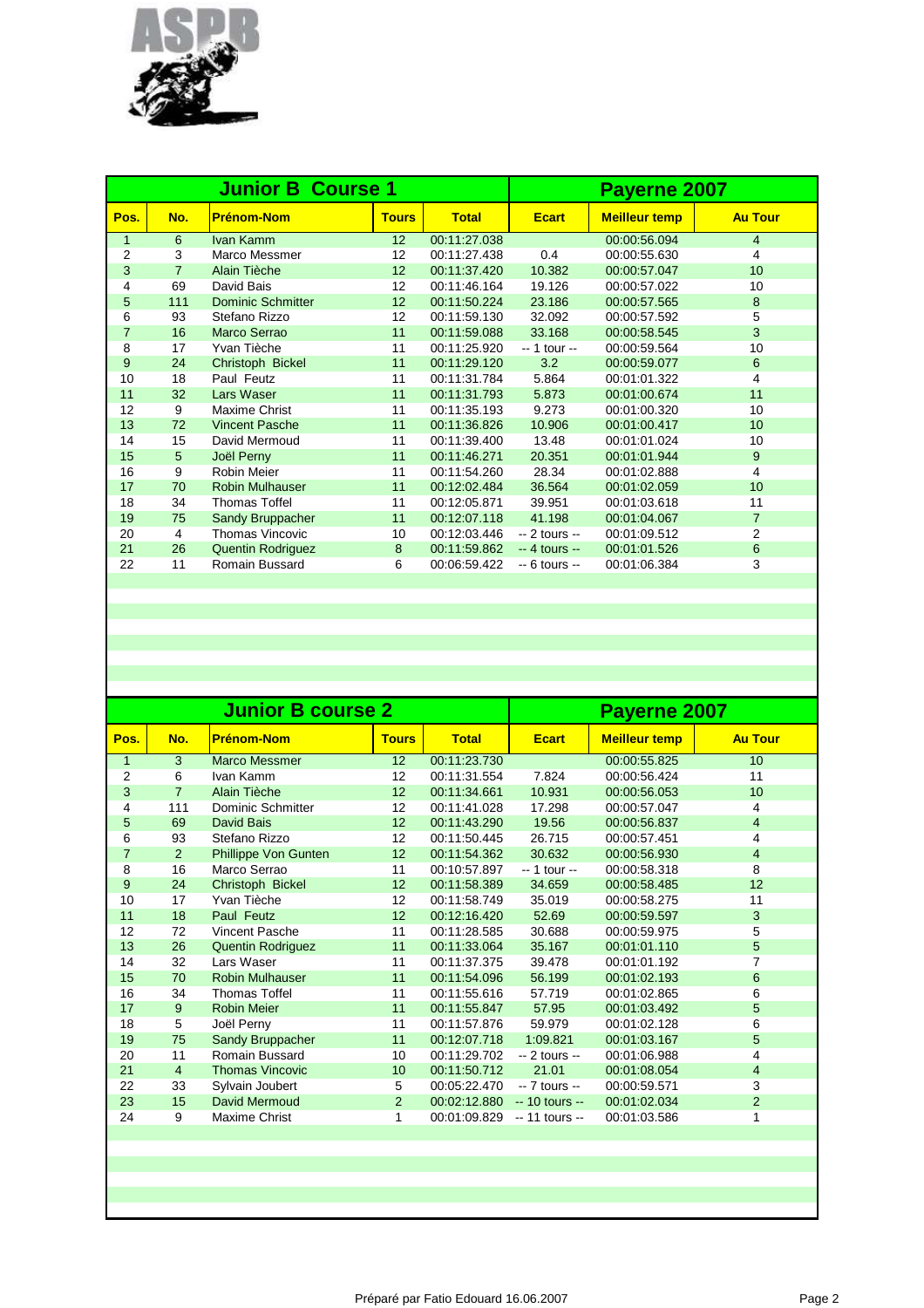## Junior B Course 1 — Payerne 2007

| Pos. | No. | Prénom-Nom | Tours | Total | Ecart | Meilleur temp | Au Tour |
|---|---|---|---|---|---|---|---|
| 1 | 6 | Ivan Kamm | 12 | 00:11:27.038 | | 00:00:56.094 | 4 |
| 2 | 3 | Marco Messmer | 12 | 00:11:27.438 | 0.4 | 00:00:55.630 | 4 |
| 3 | 7 | Alain Tièche | 12 | 00:11:37.420 | 10.382 | 00:00:57.047 | 10 |
| 4 | 69 | David Bais | 12 | 00:11:46.164 | 19.126 | 00:00:57.022 | 10 |
| 5 | 111 | Dominic Schmitter | 12 | 00:11:50.224 | 23.186 | 00:00:57.565 | 8 |
| 6 | 93 | Stefano Rizzo | 12 | 00:11:59.130 | 32.092 | 00:00:57.592 | 5 |
| 7 | 16 | Marco Serrao | 11 | 00:11:59.088 | 33.168 | 00:00:58.545 | 3 |
| 8 | 17 | Yvan Tièche | 11 | 00:11:25.920 | -- 1 tour -- | 00:00:59.564 | 10 |
| 9 | 24 | Christoph Bickel | 11 | 00:11:29.120 | 3.2 | 00:00:59.077 | 6 |
| 10 | 18 | Paul Feutz | 11 | 00:11:31.784 | 5.864 | 00:01:01.322 | 4 |
| 11 | 32 | Lars Waser | 11 | 00:11:31.793 | 5.873 | 00:01:00.674 | 11 |
| 12 | 9 | Maxime Christ | 11 | 00:11:35.193 | 9.273 | 00:01:00.320 | 10 |
| 13 | 72 | Vincent Pasche | 11 | 00:11:36.826 | 10.906 | 00:01:00.417 | 10 |
| 14 | 15 | David Mermoud | 11 | 00:11:39.400 | 13.48 | 00:01:01.024 | 10 |
| 15 | 5 | Joël Perny | 11 | 00:11:46.271 | 20.351 | 00:01:01.944 | 9 |
| 16 | 9 | Robin Meier | 11 | 00:11:54.260 | 28.34 | 00:01:02.888 | 4 |
| 17 | 70 | Robin Mulhauser | 11 | 00:12:02.484 | 36.564 | 00:01:02.059 | 10 |
| 18 | 34 | Thomas Toffel | 11 | 00:12:05.871 | 39.951 | 00:01:03.618 | 11 |
| 19 | 75 | Sandy Bruppacher | 11 | 00:12:07.118 | 41.198 | 00:01:04.067 | 7 |
| 20 | 4 | Thomas Vincovic | 10 | 00:12:03.446 | -- 2 tours -- | 00:01:09.512 | 2 |
| 21 | 26 | Quentin Rodriguez | 8 | 00:11:59.862 | -- 4 tours -- | 00:01:01.526 | 6 |
| 22 | 11 | Romain Bussard | 6 | 00:06:59.422 | -- 6 tours -- | 00:01:06.384 | 3 |

## Junior B course 2 — Payerne 2007

| Pos. | No. | Prénom-Nom | Tours | Total | Ecart | Meilleur temp | Au Tour |
|---|---|---|---|---|---|---|---|
| 1 | 3 | Marco Messmer | 12 | 00:11:23.730 | | 00:00:55.825 | 10 |
| 2 | 6 | Ivan Kamm | 12 | 00:11:31.554 | 7.824 | 00:00:56.424 | 11 |
| 3 | 7 | Alain Tièche | 12 | 00:11:34.661 | 10.931 | 00:00:56.053 | 10 |
| 4 | 111 | Dominic Schmitter | 12 | 00:11:41.028 | 17.298 | 00:00:57.047 | 4 |
| 5 | 69 | David Bais | 12 | 00:11:43.290 | 19.56 | 00:00:56.837 | 4 |
| 6 | 93 | Stefano Rizzo | 12 | 00:11:50.445 | 26.715 | 00:00:57.451 | 4 |
| 7 | 2 | Phillippe Von Gunten | 12 | 00:11:54.362 | 30.632 | 00:00:56.930 | 4 |
| 8 | 16 | Marco Serrao | 11 | 00:10:57.897 | -- 1 tour -- | 00:00:58.318 | 8 |
| 9 | 24 | Christoph Bickel | 12 | 00:11:58.389 | 34.659 | 00:00:58.485 | 12 |
| 10 | 17 | Yvan Tièche | 12 | 00:11:58.749 | 35.019 | 00:00:58.275 | 11 |
| 11 | 18 | Paul Feutz | 12 | 00:12:16.420 | 52.69 | 00:00:59.597 | 3 |
| 12 | 72 | Vincent Pasche | 11 | 00:11:28.585 | 30.688 | 00:00:59.975 | 5 |
| 13 | 26 | Quentin Rodriguez | 11 | 00:11:33.064 | 35.167 | 00:01:01.110 | 5 |
| 14 | 32 | Lars Waser | 11 | 00:11:37.375 | 39.478 | 00:01:01.192 | 7 |
| 15 | 70 | Robin Mulhauser | 11 | 00:11:54.096 | 56.199 | 00:01:02.193 | 6 |
| 16 | 34 | Thomas Toffel | 11 | 00:11:55.616 | 57.719 | 00:01:02.865 | 6 |
| 17 | 9 | Robin Meier | 11 | 00:11:55.847 | 57.95 | 00:01:03.492 | 5 |
| 18 | 5 | Joël Perny | 11 | 00:11:57.876 | 59.979 | 00:01:02.128 | 6 |
| 19 | 75 | Sandy Bruppacher | 11 | 00:12:07.718 | 1:09.821 | 00:01:03.167 | 5 |
| 20 | 11 | Romain Bussard | 10 | 00:11:29.702 | -- 2 tours -- | 00:01:06.988 | 4 |
| 21 | 4 | Thomas Vincovic | 10 | 00:11:50.712 | 21.01 | 00:01:08.054 | 4 |
| 22 | 33 | Sylvain Joubert | 5 | 00:05:22.470 | -- 7 tours -- | 00:00:59.571 | 3 |
| 23 | 15 | David Mermoud | 2 | 00:02:12.880 | -- 10 tours -- | 00:01:02.034 | 2 |
| 24 | 9 | Maxime Christ | 1 | 00:01:09.829 | -- 11 tours -- | 00:01:03.586 | 1 |

Préparé par Fatio Edouard 16.06.2007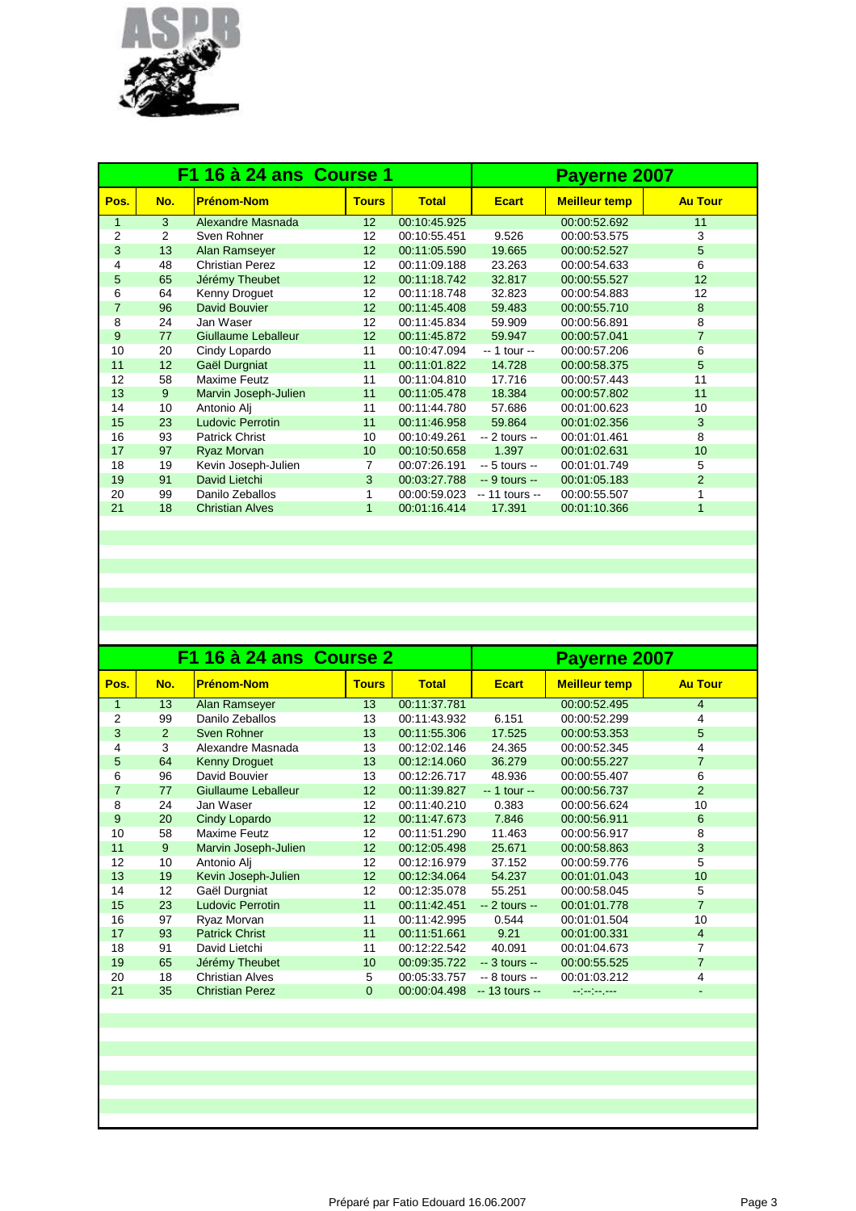ASPB

## F1 16 à 24 ans Course 1 — Payerne 2007

| Pos. | No. | Prénom-Nom | Tours | Total | Ecart | Meilleur temp | Au Tour |
|---|---|---|---|---|---|---|---|
| 1 | 3 | Alexandre Masnada | 12 | 00:10:45.925 | | 00:00:52.692 | 11 |
| 2 | 2 | Sven Rohner | 12 | 00:10:55.451 | 9.526 | 00:00:53.575 | 3 |
| 3 | 13 | Alan Ramseyer | 12 | 00:11:05.590 | 19.665 | 00:00:52.527 | 5 |
| 4 | 48 | Christian Perez | 12 | 00:11:09.188 | 23.263 | 00:00:54.633 | 6 |
| 5 | 65 | Jérémy Theubet | 12 | 00:11:18.742 | 32.817 | 00:00:55.527 | 12 |
| 6 | 64 | Kenny Droguet | 12 | 00:11:18.748 | 32.823 | 00:00:54.883 | 12 |
| 7 | 96 | David Bouvier | 12 | 00:11:45.408 | 59.483 | 00:00:55.710 | 8 |
| 8 | 24 | Jan Waser | 12 | 00:11:45.834 | 59.909 | 00:00:56.891 | 8 |
| 9 | 77 | Giullaume Leballeur | 12 | 00:11:45.872 | 59.947 | 00:00:57.041 | 7 |
| 10 | 20 | Cindy Lopardo | 11 | 00:10:47.094 | -- 1 tour -- | 00:00:57.206 | 6 |
| 11 | 12 | Gaël Durgniat | 11 | 00:11:01.822 | 14.728 | 00:00:58.375 | 5 |
| 12 | 58 | Maxime Feutz | 11 | 00:11:04.810 | 17.716 | 00:00:57.443 | 11 |
| 13 | 9 | Marvin Joseph-Julien | 11 | 00:11:05.478 | 18.384 | 00:00:57.802 | 11 |
| 14 | 10 | Antonio Alj | 11 | 00:11:44.780 | 57.686 | 00:01:00.623 | 10 |
| 15 | 23 | Ludovic Perrotin | 11 | 00:11:46.958 | 59.864 | 00:01:02.356 | 3 |
| 16 | 93 | Patrick Christ | 10 | 00:10:49.261 | -- 2 tours -- | 00:01:01.461 | 8 |
| 17 | 97 | Ryaz Morvan | 10 | 00:10:50.658 | 1.397 | 00:01:02.631 | 10 |
| 18 | 19 | Kevin Joseph-Julien | 7 | 00:07:26.191 | -- 5 tours -- | 00:01:01.749 | 5 |
| 19 | 91 | David Lietchi | 3 | 00:03:27.788 | -- 9 tours -- | 00:01:05.183 | 2 |
| 20 | 99 | Danilo Zeballos | 1 | 00:00:59.023 | -- 11 tours -- | 00:00:55.507 | 1 |
| 21 | 18 | Christian Alves | 1 | 00:01:16.414 | 17.391 | 00:01:10.366 | 1 |

## F1 16 à 24 ans Course 2 — Payerne 2007

| Pos. | No. | Prénom-Nom | Tours | Total | Ecart | Meilleur temp | Au Tour |
|---|---|---|---|---|---|---|---|
| 1 | 13 | Alan Ramseyer | 13 | 00:11:37.781 | | 00:00:52.495 | 4 |
| 2 | 99 | Danilo Zeballos | 13 | 00:11:43.932 | 6.151 | 00:00:52.299 | 4 |
| 3 | 2 | Sven Rohner | 13 | 00:11:55.306 | 17.525 | 00:00:53.353 | 5 |
| 4 | 3 | Alexandre Masnada | 13 | 00:12:02.146 | 24.365 | 00:00:52.345 | 4 |
| 5 | 64 | Kenny Droguet | 13 | 00:12:14.060 | 36.279 | 00:00:55.227 | 7 |
| 6 | 96 | David Bouvier | 13 | 00:12:26.717 | 48.936 | 00:00:55.407 | 6 |
| 7 | 77 | Giullaume Leballeur | 12 | 00:11:39.827 | -- 1 tour -- | 00:00:56.737 | 2 |
| 8 | 24 | Jan Waser | 12 | 00:11:40.210 | 0.383 | 00:00:56.624 | 10 |
| 9 | 20 | Cindy Lopardo | 12 | 00:11:47.673 | 7.846 | 00:00:56.911 | 6 |
| 10 | 58 | Maxime Feutz | 12 | 00:11:51.290 | 11.463 | 00:00:56.917 | 8 |
| 11 | 9 | Marvin Joseph-Julien | 12 | 00:12:05.498 | 25.671 | 00:00:58.863 | 3 |
| 12 | 10 | Antonio Alj | 12 | 00:12:16.979 | 37.152 | 00:00:59.776 | 5 |
| 13 | 19 | Kevin Joseph-Julien | 12 | 00:12:34.064 | 54.237 | 00:01:01.043 | 10 |
| 14 | 12 | Gaël Durgniat | 12 | 00:12:35.078 | 55.251 | 00:00:58.045 | 5 |
| 15 | 23 | Ludovic Perrotin | 11 | 00:11:42.451 | -- 2 tours -- | 00:01:01.778 | 7 |
| 16 | 97 | Ryaz Morvan | 11 | 00:11:42.995 | 0.544 | 00:01:01.504 | 10 |
| 17 | 93 | Patrick Christ | 11 | 00:11:51.661 | 9.21 | 00:01:00.331 | 4 |
| 18 | 91 | David Lietchi | 11 | 00:12:22.542 | 40.091 | 00:01:04.673 | 7 |
| 19 | 65 | Jérémy Theubet | 10 | 00:09:35.722 | -- 3 tours -- | 00:00:55.525 | 7 |
| 20 | 18 | Christian Alves | 5 | 00:05:33.757 | -- 8 tours -- | 00:01:03.212 | 4 |
| 21 | 35 | Christian Perez | 0 | 00:00:04.498 | -- 13 tours -- | --:--:--.--- | - |

Préparé par Fatio Edouard 16.06.2007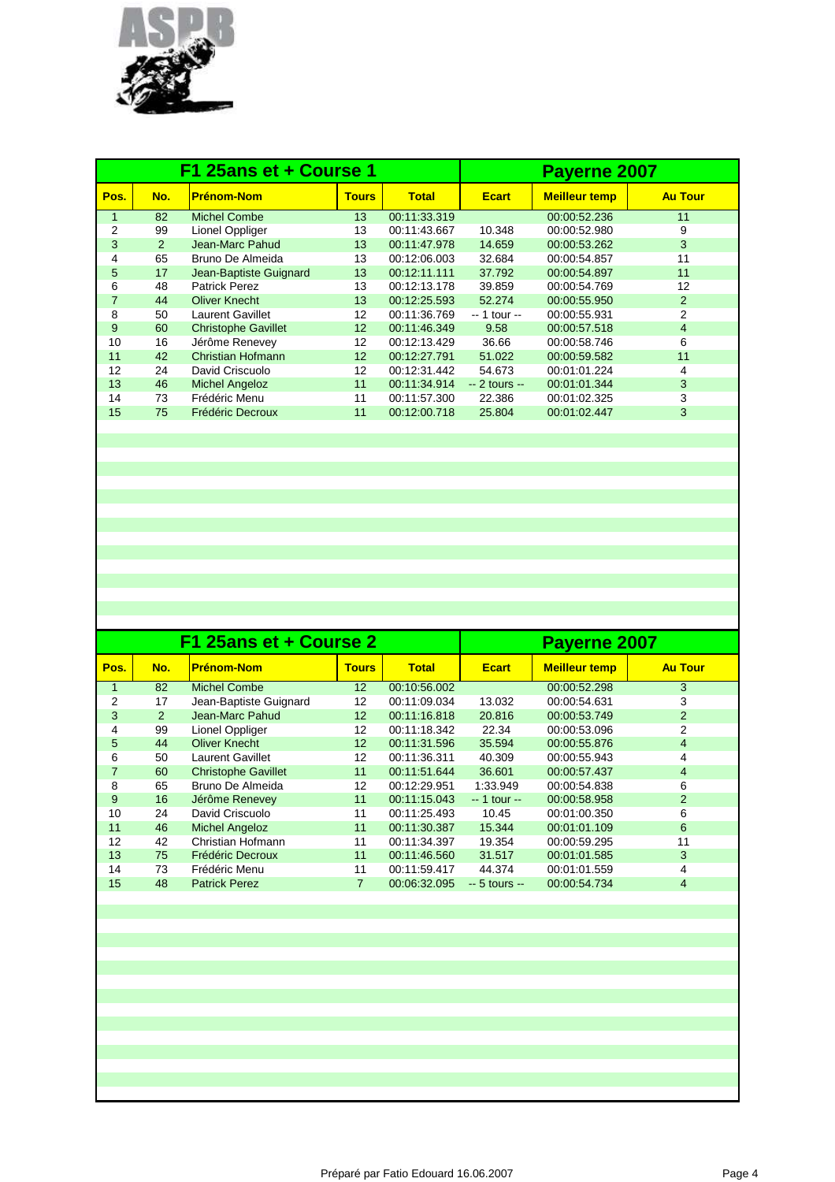## F1 25ans et + Course 1 — Payerne 2007

| Pos. | No. | Prénom-Nom | Tours | Total | Ecart | Meilleur temp | Au Tour |
|---|---|---|---|---|---|---|---|
| 1 | 82 | Michel Combe | 13 | 00:11:33.319 | | 00:00:52.236 | 11 |
| 2 | 99 | Lionel Oppliger | 13 | 00:11:43.667 | 10.348 | 00:00:52.980 | 9 |
| 3 | 2 | Jean-Marc Pahud | 13 | 00:11:47.978 | 14.659 | 00:00:53.262 | 3 |
| 4 | 65 | Bruno De Almeida | 13 | 00:12:06.003 | 32.684 | 00:00:54.857 | 11 |
| 5 | 17 | Jean-Baptiste Guignard | 13 | 00:12:11.111 | 37.792 | 00:00:54.897 | 11 |
| 6 | 48 | Patrick Perez | 13 | 00:12:13.178 | 39.859 | 00:00:54.769 | 12 |
| 7 | 44 | Oliver Knecht | 13 | 00:12:25.593 | 52.274 | 00:00:55.950 | 2 |
| 8 | 50 | Laurent Gavillet | 12 | 00:11:36.769 | -- 1 tour -- | 00:00:55.931 | 2 |
| 9 | 60 | Christophe Gavillet | 12 | 00:11:46.349 | 9.58 | 00:00:57.518 | 4 |
| 10 | 16 | Jérôme Renevey | 12 | 00:12:13.429 | 36.66 | 00:00:58.746 | 6 |
| 11 | 42 | Christian Hofmann | 12 | 00:12:27.791 | 51.022 | 00:00:59.582 | 11 |
| 12 | 24 | David Criscuolo | 12 | 00:12:31.442 | 54.673 | 00:01:01.224 | 4 |
| 13 | 46 | Michel Angeloz | 11 | 00:11:34.914 | -- 2 tours -- | 00:01:01.344 | 3 |
| 14 | 73 | Frédéric Menu | 11 | 00:11:57.300 | 22.386 | 00:01:02.325 | 3 |
| 15 | 75 | Frédéric Decroux | 11 | 00:12:00.718 | 25.804 | 00:01:02.447 | 3 |

## F1 25ans et + Course 2 — Payerne 2007

| Pos. | No. | Prénom-Nom | Tours | Total | Ecart | Meilleur temp | Au Tour |
|---|---|---|---|---|---|---|---|
| 1 | 82 | Michel Combe | 12 | 00:10:56.002 | | 00:00:52.298 | 3 |
| 2 | 17 | Jean-Baptiste Guignard | 12 | 00:11:09.034 | 13.032 | 00:00:54.631 | 3 |
| 3 | 2 | Jean-Marc Pahud | 12 | 00:11:16.818 | 20.816 | 00:00:53.749 | 2 |
| 4 | 99 | Lionel Oppliger | 12 | 00:11:18.342 | 22.34 | 00:00:53.096 | 2 |
| 5 | 44 | Oliver Knecht | 12 | 00:11:31.596 | 35.594 | 00:00:55.876 | 4 |
| 6 | 50 | Laurent Gavillet | 12 | 00:11:36.311 | 40.309 | 00:00:55.943 | 4 |
| 7 | 60 | Christophe Gavillet | 11 | 00:11:51.644 | 36.601 | 00:00:57.437 | 4 |
| 8 | 65 | Bruno De Almeida | 12 | 00:12:29.951 | 1:33.949 | 00:00:54.838 | 6 |
| 9 | 16 | Jérôme Renevey | 11 | 00:11:15.043 | -- 1 tour -- | 00:00:58.958 | 2 |
| 10 | 24 | David Criscuolo | 11 | 00:11:25.493 | 10.45 | 00:01:00.350 | 6 |
| 11 | 46 | Michel Angeloz | 11 | 00:11:30.387 | 15.344 | 00:01:01.109 | 6 |
| 12 | 42 | Christian Hofmann | 11 | 00:11:34.397 | 19.354 | 00:00:59.295 | 11 |
| 13 | 75 | Frédéric Decroux | 11 | 00:11:46.560 | 31.517 | 00:01:01.585 | 3 |
| 14 | 73 | Frédéric Menu | 11 | 00:11:59.417 | 44.374 | 00:01:01.559 | 4 |
| 15 | 48 | Patrick Perez | 7 | 00:06:32.095 | -- 5 tours -- | 00:00:54.734 | 4 |

Préparé par Fatio Edouard 16.06.2007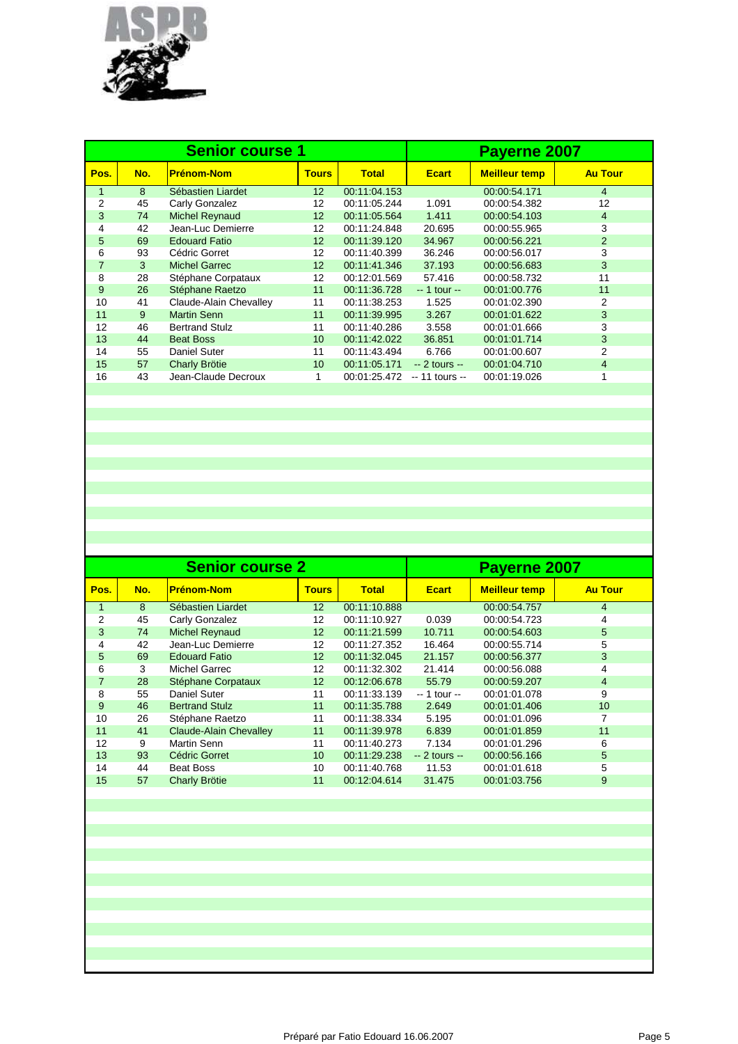ASPB

## Senior course 1 — Payerne 2007

| Pos. | No. | Prénom-Nom | Tours | Total | Ecart | Meilleur temp | Au Tour |
|---|---|---|---|---|---|---|---|
| 1 | 8 | Sébastien Liardet | 12 | 00:11:04.153 | | 00:00:54.171 | 4 |
| 2 | 45 | Carly Gonzalez | 12 | 00:11:05.244 | 1.091 | 00:00:54.382 | 12 |
| 3 | 74 | Michel Reynaud | 12 | 00:11:05.564 | 1.411 | 00:00:54.103 | 4 |
| 4 | 42 | Jean-Luc Demierre | 12 | 00:11:24.848 | 20.695 | 00:00:55.965 | 3 |
| 5 | 69 | Edouard Fatio | 12 | 00:11:39.120 | 34.967 | 00:00:56.221 | 2 |
| 6 | 93 | Cédric Gorret | 12 | 00:11:40.399 | 36.246 | 00:00:56.017 | 3 |
| 7 | 3 | Michel Garrec | 12 | 00:11:41.346 | 37.193 | 00:00:56.683 | 3 |
| 8 | 28 | Stéphane Corpataux | 12 | 00:12:01.569 | 57.416 | 00:00:58.732 | 11 |
| 9 | 26 | Stéphane Raetzo | 11 | 00:11:36.728 | -- 1 tour -- | 00:01:00.776 | 11 |
| 10 | 41 | Claude-Alain Chevalley | 11 | 00:11:38.253 | 1.525 | 00:01:02.390 | 2 |
| 11 | 9 | Martin Senn | 11 | 00:11:39.995 | 3.267 | 00:01:01.622 | 3 |
| 12 | 46 | Bertrand Stulz | 11 | 00:11:40.286 | 3.558 | 00:01:01.666 | 3 |
| 13 | 44 | Beat Boss | 10 | 00:11:42.022 | 36.851 | 00:01:01.714 | 3 |
| 14 | 55 | Daniel Suter | 11 | 00:11:43.494 | 6.766 | 00:01:00.607 | 2 |
| 15 | 57 | Charly Brötie | 10 | 00:11:05.171 | -- 2 tours -- | 00:01:04.710 | 4 |
| 16 | 43 | Jean-Claude Decroux | 1 | 00:01:25.472 | -- 11 tours -- | 00:01:19.026 | 1 |

## Senior course 2 — Payerne 2007

| Pos. | No. | Prénom-Nom | Tours | Total | Ecart | Meilleur temp | Au Tour |
|---|---|---|---|---|---|---|---|
| 1 | 8 | Sébastien Liardet | 12 | 00:11:10.888 | | 00:00:54.757 | 4 |
| 2 | 45 | Carly Gonzalez | 12 | 00:11:10.927 | 0.039 | 00:00:54.723 | 4 |
| 3 | 74 | Michel Reynaud | 12 | 00:11:21.599 | 10.711 | 00:00:54.603 | 5 |
| 4 | 42 | Jean-Luc Demierre | 12 | 00:11:27.352 | 16.464 | 00:00:55.714 | 5 |
| 5 | 69 | Edouard Fatio | 12 | 00:11:32.045 | 21.157 | 00:00:56.377 | 3 |
| 6 | 3 | Michel Garrec | 12 | 00:11:32.302 | 21.414 | 00:00:56.088 | 4 |
| 7 | 28 | Stéphane Corpataux | 12 | 00:12:06.678 | 55.79 | 00:00:59.207 | 4 |
| 8 | 55 | Daniel Suter | 11 | 00:11:33.139 | -- 1 tour -- | 00:01:01.078 | 9 |
| 9 | 46 | Bertrand Stulz | 11 | 00:11:35.788 | 2.649 | 00:01:01.406 | 10 |
| 10 | 26 | Stéphane Raetzo | 11 | 00:11:38.334 | 5.195 | 00:01:01.096 | 7 |
| 11 | 41 | Claude-Alain Chevalley | 11 | 00:11:39.978 | 6.839 | 00:01:01.859 | 11 |
| 12 | 9 | Martin Senn | 11 | 00:11:40.273 | 7.134 | 00:01:01.296 | 6 |
| 13 | 93 | Cédric Gorret | 10 | 00:11:29.238 | -- 2 tours -- | 00:00:56.166 | 5 |
| 14 | 44 | Beat Boss | 10 | 00:11:40.768 | 11.53 | 00:01:01.618 | 5 |
| 15 | 57 | Charly Brötie | 11 | 00:12:04.614 | 31.475 | 00:01:03.756 | 9 |

Préparé par Fatio Edouard 16.06.2007